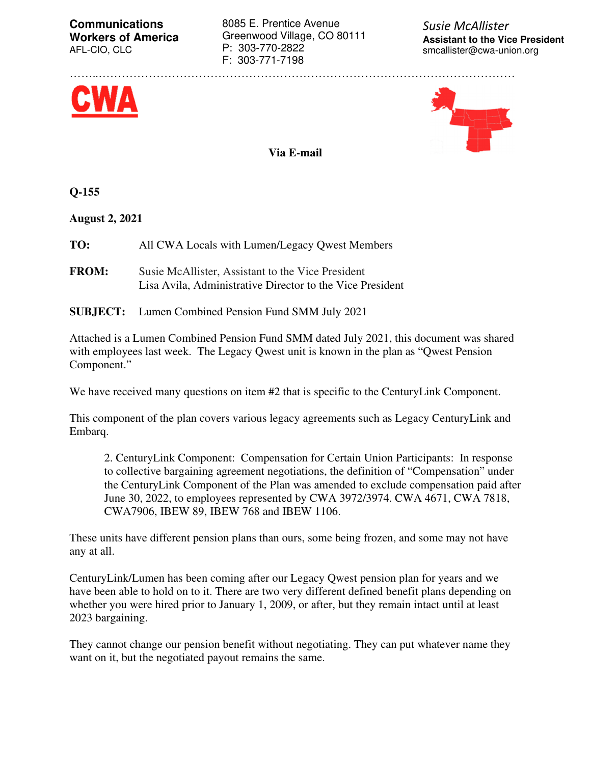**Communications Workers of America**
AFL-CIO, CLC

8085 E. Prentice Avenue
Greenwood Village, CO 80111
P: 303-770-2822
F: 303-771-7198

*Susie McAllister*
**Assistant to the Vice President**
smcallister@cwa-union.org

**CWA**

**Via E-mail**

**Q-155**

**August 2, 2021**

**TO:** All CWA Locals with Lumen/Legacy Qwest Members

**FROM:** Susie McAllister, Assistant to the Vice President
Lisa Avila, Administrative Director to the Vice President

**SUBJECT:** Lumen Combined Pension Fund SMM July 2021

Attached is a Lumen Combined Pension Fund SMM dated July 2021, this document was shared with employees last week. The Legacy Qwest unit is known in the plan as "Qwest Pension Component."

We have received many questions on item #2 that is specific to the CenturyLink Component.

This component of the plan covers various legacy agreements such as Legacy CenturyLink and Embarq.

> 2. CenturyLink Component: Compensation for Certain Union Participants: In response to collective bargaining agreement negotiations, the definition of "Compensation" under the CenturyLink Component of the Plan was amended to exclude compensation paid after June 30, 2022, to employees represented by CWA 3972/3974. CWA 4671, CWA 7818, CWA7906, IBEW 89, IBEW 768 and IBEW 1106.

These units have different pension plans than ours, some being frozen, and some may not have any at all.

CenturyLink/Lumen has been coming after our Legacy Qwest pension plan for years and we have been able to hold on to it. There are two very different defined benefit plans depending on whether you were hired prior to January 1, 2009, or after, but they remain intact until at least 2023 bargaining.

They cannot change our pension benefit without negotiating. They can put whatever name they want on it, but the negotiated payout remains the same.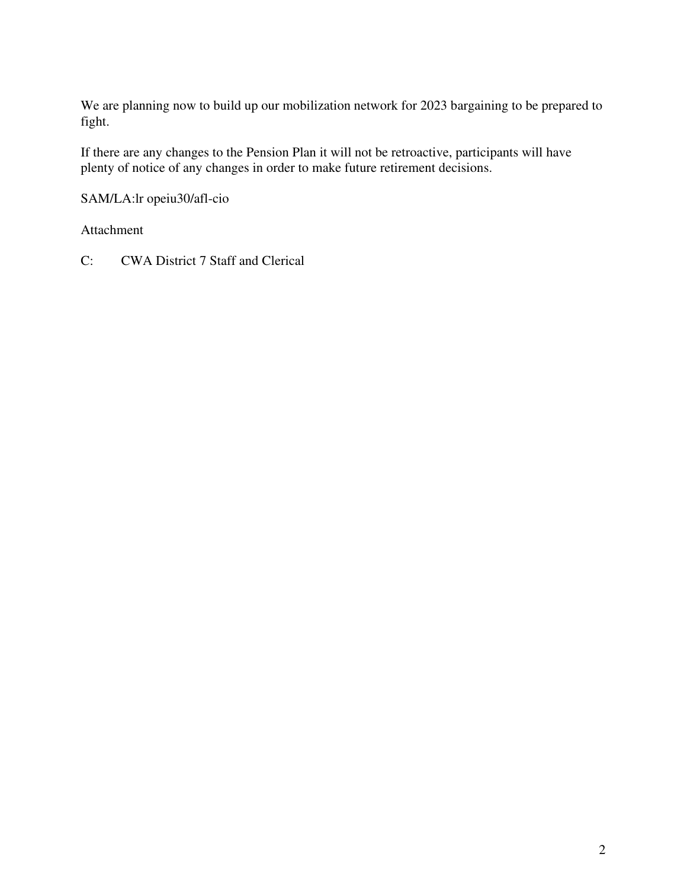We are planning now to build up our mobilization network for 2023 bargaining to be prepared to fight.

If there are any changes to the Pension Plan it will not be retroactive, participants will have plenty of notice of any changes in order to make future retirement decisions.

SAM/LA:lr opeiu30/afl-cio

Attachment

C: CWA District 7 Staff and Clerical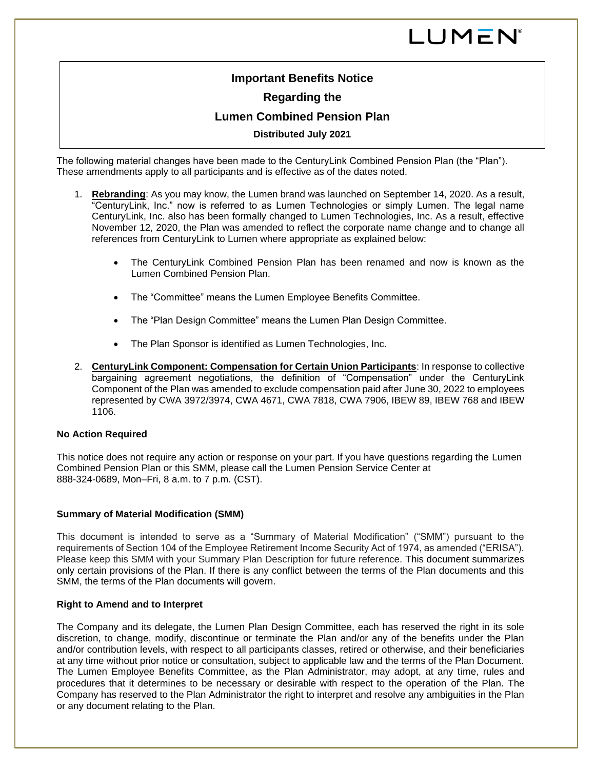LUMEN®

# Important Benefits Notice

## Regarding the

## Lumen Combined Pension Plan

**Distributed July 2021**

The following material changes have been made to the CenturyLink Combined Pension Plan (the "Plan"). These amendments apply to all participants and is effective as of the dates noted.

1. **Rebranding**: As you may know, the Lumen brand was launched on September 14, 2020. As a result, "CenturyLink, Inc." now is referred to as Lumen Technologies or simply Lumen. The legal name CenturyLink, Inc. also has been formally changed to Lumen Technologies, Inc. As a result, effective November 12, 2020, the Plan was amended to reflect the corporate name change and to change all references from CenturyLink to Lumen where appropriate as explained below:

    - The CenturyLink Combined Pension Plan has been renamed and now is known as the Lumen Combined Pension Plan.
    - The "Committee" means the Lumen Employee Benefits Committee.
    - The "Plan Design Committee" means the Lumen Plan Design Committee.
    - The Plan Sponsor is identified as Lumen Technologies, Inc.

2. **CenturyLink Component: Compensation for Certain Union Participants**: In response to collective bargaining agreement negotiations, the definition of "Compensation" under the CenturyLink Component of the Plan was amended to exclude compensation paid after June 30, 2022 to employees represented by CWA 3972/3974, CWA 4671, CWA 7818, CWA 7906, IBEW 89, IBEW 768 and IBEW 1106.

### No Action Required

This notice does not require any action or response on your part. If you have questions regarding the Lumen Combined Pension Plan or this SMM, please call the Lumen Pension Service Center at 888-324-0689, Mon–Fri, 8 a.m. to 7 p.m. (CST).

### Summary of Material Modification (SMM)

This document is intended to serve as a "Summary of Material Modification" ("SMM") pursuant to the requirements of Section 104 of the Employee Retirement Income Security Act of 1974, as amended ("ERISA"). Please keep this SMM with your Summary Plan Description for future reference. This document summarizes only certain provisions of the Plan. If there is any conflict between the terms of the Plan documents and this SMM, the terms of the Plan documents will govern.

### Right to Amend and to Interpret

The Company and its delegate, the Lumen Plan Design Committee, each has reserved the right in its sole discretion, to change, modify, discontinue or terminate the Plan and/or any of the benefits under the Plan and/or contribution levels, with respect to all participants classes, retired or otherwise, and their beneficiaries at any time without prior notice or consultation, subject to applicable law and the terms of the Plan Document. The Lumen Employee Benefits Committee, as the Plan Administrator, may adopt, at any time, rules and procedures that it determines to be necessary or desirable with respect to the operation of the Plan. The Company has reserved to the Plan Administrator the right to interpret and resolve any ambiguities in the Plan or any document relating to the Plan.